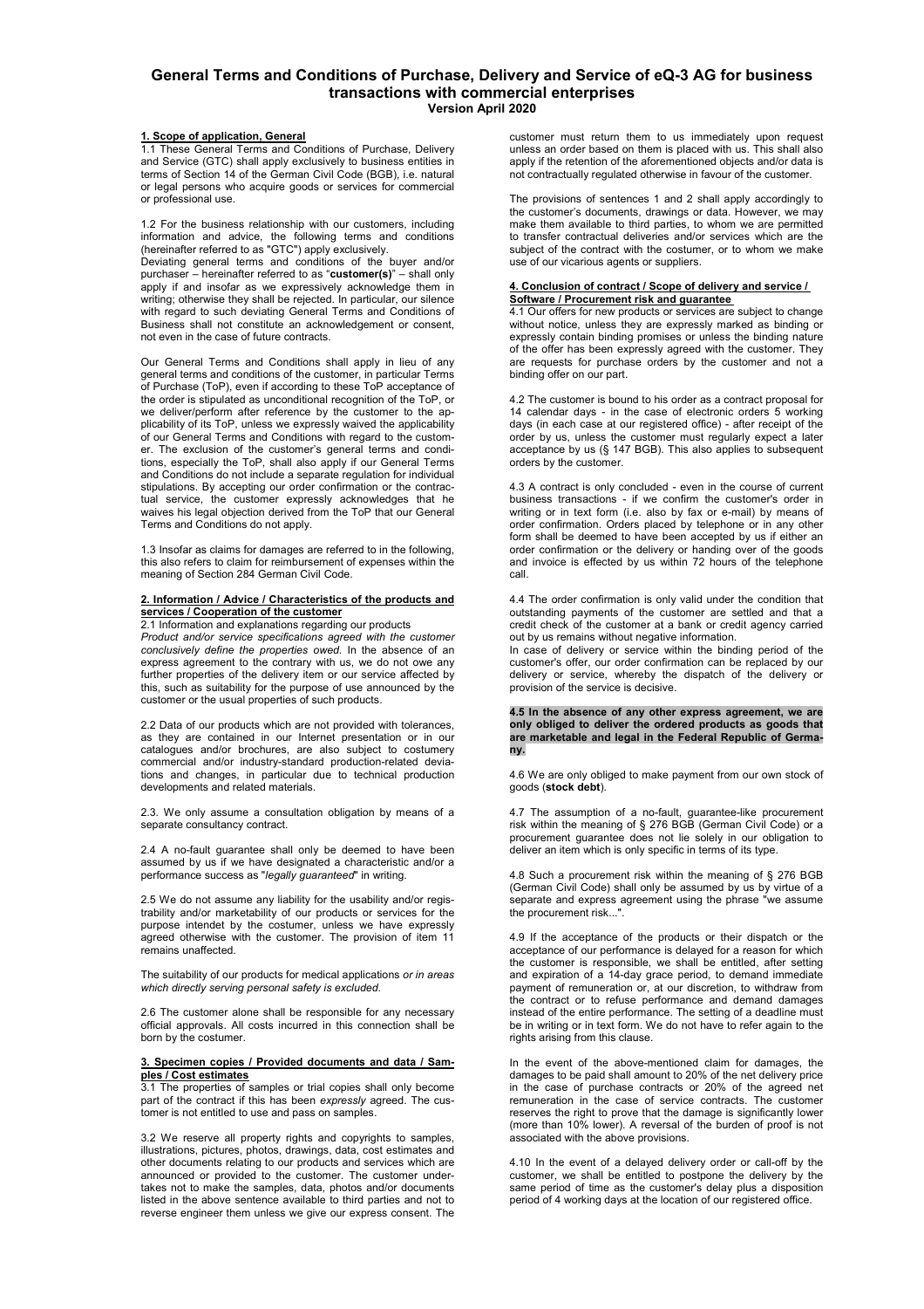# General Terms and Conditions of Purchase, Delivery and Service of eQ-3 AG for business transactions with commercial enterprises

**Version April 2020**

## 1. Scope of application, General

1.1 These General Terms and Conditions of Purchase, Delivery and Service (GTC) shall apply exclusively to business entities in terms of Section 14 of the German Civil Code (BGB), i.e. natural or legal persons who acquire goods or services for commercial or professional use.

1.2 For the business relationship with our customers, including information and advice, the following terms and conditions (hereinafter referred to as "GTC") apply exclusively.
Deviating general terms and conditions of the buyer and/or purchaser – hereinafter referred to as "**customer(s)**" – shall only apply if and insofar as we expressively acknowledge them in writing; otherwise they shall be rejected. In particular, our silence with regard to such deviating General Terms and Conditions of Business shall not constitute an acknowledgement or consent, not even in the case of future contracts.

Our General Terms and Conditions shall apply in lieu of any general terms and conditions of the customer, in particular Terms of Purchase (ToP), even if according to these ToP acceptance of the order is stipulated as unconditional recognition of the ToP, or we deliver/perform after reference by the customer to the applicability of its ToP, unless we expressly waived the applicability of our General Terms and Conditions with regard to the customer. The exclusion of the customer's general terms and conditions, especially the ToP, shall also apply if our General Terms and Conditions do not include a separate regulation for individual stipulations. By accepting our order confirmation or the contractual service, the customer expressly acknowledges that he waives his legal objection derived from the ToP that our General Terms and Conditions do not apply.

1.3 Insofar as claims for damages are referred to in the following, this also refers to claim for reimbursement of expenses within the meaning of Section 284 German Civil Code.

## 2. Information / Advice / Characteristics of the products and services / Cooperation of the customer

2.1 Information and explanations regarding our products
*Product and/or service specifications agreed with the customer conclusively define the properties owed.* In the absence of an express agreement to the contrary with us, we do not owe any further properties of the delivery item or our service affected by this, such as suitability for the purpose of use announced by the customer or the usual properties of such products.

2.2 Data of our products which are not provided with tolerances, as they are contained in our Internet presentation or in our catalogues and/or brochures, are also subject to costumery commercial and/or industry-standard production-related deviations and changes, in particular due to technical production developments and related materials.

2.3. We only assume a consultation obligation by means of a separate consultancy contract.

2.4 A no-fault guarantee shall only be deemed to have been assumed by us if we have designated a characteristic and/or a performance success as "*legally guaranteed*" in writing.

2.5 We do not assume any liability for the usability and/or registrability and/or marketability of our products or services for the purpose intendet by the costumer, unless we have expressly agreed otherwise with the customer. The provision of item 11 remains unaffected.

The suitability of our products for medical applications *or in areas which directly serving personal safety is excluded.*

2.6 The customer alone shall be responsible for any necessary official approvals. All costs incurred in this connection shall be born by the costumer.

## 3. Specimen copies / Provided documents and data / Samples / Cost estimates

3.1 The properties of samples or trial copies shall only become part of the contract if this has been *expressly* agreed. The customer is not entitled to use and pass on samples.

3.2 We reserve all property rights and copyrights to samples, illustrations, pictures, photos, drawings, data, cost estimates and other documents relating to our products and services which are announced or provided to the customer. The customer undertakes not to make the samples, data, photos and/or documents listed in the above sentence available to third parties and not to reverse engineer them unless we give our express consent. The customer must return them to us immediately upon request unless an order based on them is placed with us. This shall also apply if the retention of the aforementioned objects and/or data is not contractually regulated otherwise in favour of the customer.

The provisions of sentences 1 and 2 shall apply accordingly to the customer's documents, drawings or data. However, we may make them available to third parties, to whom we are permitted to transfer contractual deliveries and/or services which are the subject of the contract with the costumer, or to whom we make use of our vicarious agents or suppliers.

## 4. Conclusion of contract / Scope of delivery and service / Software / Procurement risk and guarantee

4.1 Our offers for new products or services are subject to change without notice, unless they are expressly marked as binding or expressly contain binding promises or unless the binding nature of the offer has been expressly agreed with the customer. They are requests for purchase orders by the customer and not a binding offer on our part.

4.2 The customer is bound to his order as a contract proposal for 14 calendar days - in the case of electronic orders 5 working days (in each case at our registered office) - after receipt of the order by us, unless the customer must regularly expect a later acceptance by us (§ 147 BGB). This also applies to subsequent orders by the customer.

4.3 A contract is only concluded - even in the course of current business transactions - if we confirm the customer's order in writing or in text form (i.e. also by fax or e-mail) by means of order confirmation. Orders placed by telephone or in any other form shall be deemed to have been accepted by us if either an order confirmation or the delivery or handing over of the goods and invoice is effected by us within 72 hours of the telephone call.

4.4 The order confirmation is only valid under the condition that outstanding payments of the customer are settled and that a credit check of the customer at a bank or credit agency carried out by us remains without negative information.
In case of delivery or service within the binding period of the customer's offer, our order confirmation can be replaced by our delivery or service, whereby the dispatch of the delivery or provision of the service is decisive.

**4.5 In the absence of any other express agreement, we are only obliged to deliver the ordered products as goods that are marketable and legal in the Federal Republic of Germany.**

4.6 We are only obliged to make payment from our own stock of goods (**stock debt**).

4.7 The assumption of a no-fault, guarantee-like procurement risk within the meaning of § 276 BGB (German Civil Code) or a procurement guarantee does not lie solely in our obligation to deliver an item which is only specific in terms of its type.

4.8 Such a procurement risk within the meaning of § 276 BGB (German Civil Code) shall only be assumed by us by virtue of a separate and express agreement using the phrase "we assume the procurement risk...".

4.9 If the acceptance of the products or their dispatch or the acceptance of our performance is delayed for a reason for which the customer is responsible, we shall be entitled, after setting and expiration of a 14-day grace period, to demand immediate payment of remuneration or, at our discretion, to withdraw from the contract or to refuse performance and demand damages instead of the entire performance. The setting of a deadline must be in writing or in text form. We do not have to refer again to the rights arising from this clause.

In the event of the above-mentioned claim for damages, the damages to be paid shall amount to 20% of the net delivery price in the case of purchase contracts or 20% of the agreed net remuneration in the case of service contracts. The customer reserves the right to prove that the damage is significantly lower (more than 10% lower). A reversal of the burden of proof is not associated with the above provisions.

4.10 In the event of a delayed delivery order or call-off by the customer, we shall be entitled to postpone the delivery by the same period of time as the customer's delay plus a disposition period of 4 working days at the location of our registered office.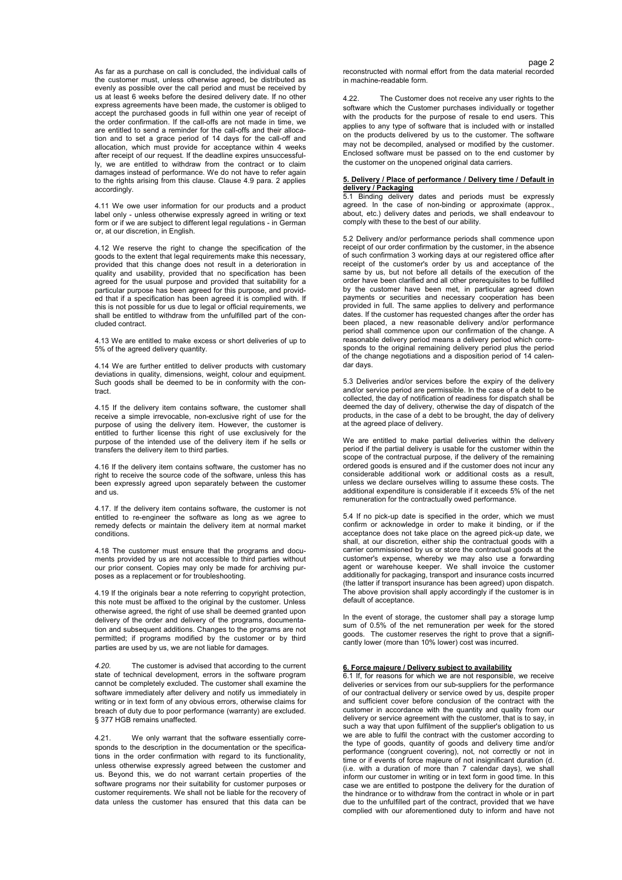As far as a purchase on call is concluded, the individual calls of the customer must, unless otherwise agreed, be distributed as evenly as possible over the call period and must be received by us at least 6 weeks before the desired delivery date. If no other express agreements have been made, the customer is obliged to accept the purchased goods in full within one year of receipt of the order confirmation. If the call-offs are not made in time, we are entitled to send a reminder for the call-offs and their allocation and to set a grace period of 14 days for the call-off and allocation, which must provide for acceptance within 4 weeks after receipt of our request. If the deadline expires unsuccessfully, we are entitled to withdraw from the contract or to claim damages instead of performance. We do not have to refer again to the rights arising from this clause. Clause 4.9 para. 2 applies accordingly.

4.11 We owe user information for our products and a product label only - unless otherwise expressly agreed in writing or text form or if we are subject to different legal regulations - in German or, at our discretion, in English.

4.12 We reserve the right to change the specification of the goods to the extent that legal requirements make this necessary, provided that this change does not result in a deterioration in quality and usability, provided that no specification has been agreed for the usual purpose and provided that suitability for a particular purpose has been agreed for this purpose, and provided that if a specification has been agreed it is complied with. If this is not possible for us due to legal or official requirements, we shall be entitled to withdraw from the unfulfilled part of the concluded contract.

4.13 We are entitled to make excess or short deliveries of up to 5% of the agreed delivery quantity.

4.14 We are further entitled to deliver products with customary deviations in quality, dimensions, weight, colour and equipment. Such goods shall be deemed to be in conformity with the contract.

4.15 If the delivery item contains software, the customer shall receive a simple irrevocable, non-exclusive right of use for the purpose of using the delivery item. However, the customer is entitled to further license this right of use exclusively for the purpose of the intended use of the delivery item if he sells or transfers the delivery item to third parties.

4.16 If the delivery item contains software, the customer has no right to receive the source code of the software, unless this has been expressly agreed upon separately between the customer and us.

4.17. If the delivery item contains software, the customer is not entitled to re-engineer the software as long as we agree to remedy defects or maintain the delivery item at normal market conditions.

4.18 The customer must ensure that the programs and documents provided by us are not accessible to third parties without our prior consent. Copies may only be made for archiving purposes as a replacement or for troubleshooting.

4.19 If the originals bear a note referring to copyright protection, this note must be affixed to the original by the customer. Unless otherwise agreed, the right of use shall be deemed granted upon delivery of the order and delivery of the programs, documentation and subsequent additions. Changes to the programs are not permitted; if programs modified by the customer or by third parties are used by us, we are not liable for damages.

*4.20.* The customer is advised that according to the current state of technical development, errors in the software program cannot be completely excluded. The customer shall examine the software immediately after delivery and notify us immediately in writing or in text form of any obvious errors, otherwise claims for breach of duty due to poor performance (warranty) are excluded. § 377 HGB remains unaffected.

4.21. We only warrant that the software essentially corresponds to the description in the documentation or the specifications in the order confirmation with regard to its functionality, unless otherwise expressly agreed between the customer and us. Beyond this, we do not warrant certain properties of the software programs nor their suitability for customer purposes or customer requirements. We shall not be liable for the recovery of data unless the customer has ensured that this data can be reconstructed with normal effort from the data material recorded in machine-readable form.

4.22. The Customer does not receive any user rights to the software which the Customer purchases individually or together with the products for the purpose of resale to end users. This applies to any type of software that is included with or installed on the products delivered by us to the customer. The software may not be decompiled, analysed or modified by the customer. Enclosed software must be passed on to the end customer by the customer on the unopened original data carriers.

## 5. Delivery / Place of performance / Delivery time / Default in delivery / Packaging

5.1 Binding delivery dates and periods must be expressly agreed. In the case of non-binding or approximate (approx., about, etc.) delivery dates and periods, we shall endeavour to comply with these to the best of our ability.

5.2 Delivery and/or performance periods shall commence upon receipt of our order confirmation by the customer, in the absence of such confirmation 3 working days at our registered office after receipt of the customer's order by us and acceptance of the same by us, but not before all details of the execution of the order have been clarified and all other prerequisites to be fulfilled by the customer have been met, in particular agreed down payments or securities and necessary cooperation has been provided in full. The same applies to delivery and performance dates. If the customer has requested changes after the order has been placed, a new reasonable delivery and/or performance period shall commence upon our confirmation of the change. A reasonable delivery period means a delivery period which corresponds to the original remaining delivery period plus the period of the change negotiations and a disposition period of 14 calendar days.

5.3 Deliveries and/or services before the expiry of the delivery and/or service period are permissible. In the case of a debt to be collected, the day of notification of readiness for dispatch shall be deemed the day of delivery, otherwise the day of dispatch of the products, in the case of a debt to be brought, the day of delivery at the agreed place of delivery.

We are entitled to make partial deliveries within the delivery period if the partial delivery is usable for the customer within the scope of the contractual purpose, if the delivery of the remaining ordered goods is ensured and if the customer does not incur any considerable additional work or additional costs as a result, unless we declare ourselves willing to assume these costs. The additional expenditure is considerable if it exceeds 5% of the net remuneration for the contractually owed performance.

5.4 If no pick-up date is specified in the order, which we must confirm or acknowledge in order to make it binding, or if the acceptance does not take place on the agreed pick-up date, we shall, at our discretion, either ship the contractual goods with a carrier commissioned by us or store the contractual goods at the customer's expense, whereby we may also use a forwarding agent or warehouse keeper. We shall invoice the customer additionally for packaging, transport and insurance costs incurred (the latter if transport insurance has been agreed) upon dispatch. The above provision shall apply accordingly if the customer is in default of acceptance.

In the event of storage, the customer shall pay a storage lump sum of 0.5% of the net remuneration per week for the stored goods. The customer reserves the right to prove that a significantly lower (more than 10% lower) cost was incurred.

## 6. Force majeure / Delivery subject to availability

6.1 If, for reasons for which we are not responsible, we receive deliveries or services from our sub-suppliers for the performance of our contractual delivery or service owed by us, despite proper and sufficient cover before conclusion of the contract with the customer in accordance with the quantity and quality from our delivery or service agreement with the customer, that is to say, in such a way that upon fulfilment of the supplier's obligation to us we are able to fulfil the contract with the customer according to the type of goods, quantity of goods and delivery time and/or performance (congruent covering), not, not correctly or not in time or if events of force majeure of not insignificant duration (d. (i.e. with a duration of more than 7 calendar days), we shall inform our customer in writing or in text form in good time. In this case we are entitled to postpone the delivery for the duration of the hindrance or to withdraw from the contract in whole or in part due to the unfulfilled part of the contract, provided that we have complied with our aforementioned duty to inform and have not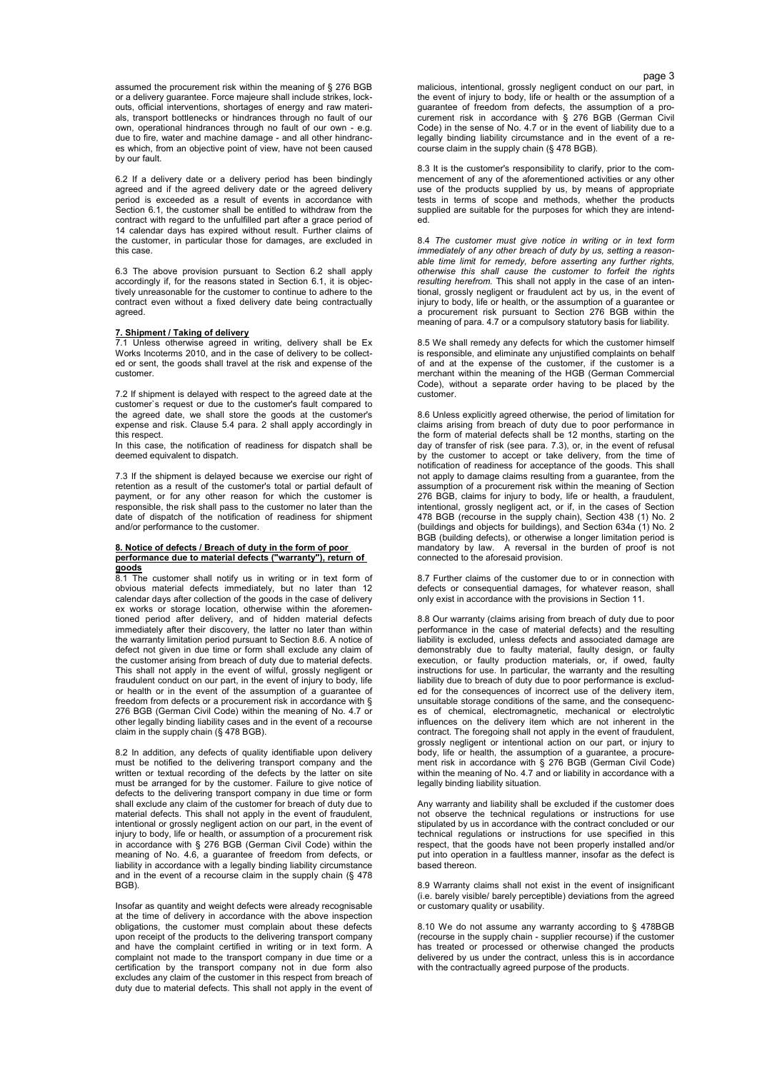assumed the procurement risk within the meaning of § 276 BGB or a delivery guarantee. Force majeure shall include strikes, lockouts, official interventions, shortages of energy and raw materials, transport bottlenecks or hindrances through no fault of our own, operational hindrances through no fault of our own - e.g. due to fire, water and machine damage - and all other hindrances which, from an objective point of view, have not been caused by our fault.

6.2 If a delivery date or a delivery period has been bindingly agreed and if the agreed delivery date or the agreed delivery period is exceeded as a result of events in accordance with Section 6.1, the customer shall be entitled to withdraw from the contract with regard to the unfulfilled part after a grace period of 14 calendar days has expired without result. Further claims of the customer, in particular those for damages, are excluded in this case.

6.3 The above provision pursuant to Section 6.2 shall apply accordingly if, for the reasons stated in Section 6.1, it is objectively unreasonable for the customer to continue to adhere to the contract even without a fixed delivery date being contractually agreed.

**7. Shipment / Taking of delivery**

7.1 Unless otherwise agreed in writing, delivery shall be Ex Works Incoterms 2010, and in the case of delivery to be collected or sent, the goods shall travel at the risk and expense of the customer.

7.2 If shipment is delayed with respect to the agreed date at the customer`s request or due to the customer's fault compared to the agreed date, we shall store the goods at the customer's expense and risk. Clause 5.4 para. 2 shall apply accordingly in this respect.
In this case, the notification of readiness for dispatch shall be deemed equivalent to dispatch.

7.3 If the shipment is delayed because we exercise our right of retention as a result of the customer's total or partial default of payment, or for any other reason for which the customer is responsible, the risk shall pass to the customer no later than the date of dispatch of the notification of readiness for shipment and/or performance to the customer.

**8. Notice of defects / Breach of duty in the form of poor performance due to material defects ("warranty"), return of goods**

8.1 The customer shall notify us in writing or in text form of obvious material defects immediately, but no later than 12 calendar days after collection of the goods in the case of delivery ex works or storage location, otherwise within the aforementioned period after delivery, and of hidden material defects immediately after their discovery, the latter no later than within the warranty limitation period pursuant to Section 8.6. A notice of defect not given in due time or form shall exclude any claim of the customer arising from breach of duty due to material defects. This shall not apply in the event of wilful, grossly negligent or fraudulent conduct on our part, in the event of injury to body, life or health or in the event of the assumption of a guarantee of freedom from defects or a procurement risk in accordance with § 276 BGB (German Civil Code) within the meaning of No. 4.7 or other legally binding liability cases and in the event of a recourse claim in the supply chain (§ 478 BGB).

8.2 In addition, any defects of quality identifiable upon delivery must be notified to the delivering transport company and the written or textual recording of the defects by the latter on site must be arranged for by the customer. Failure to give notice of defects to the delivering transport company in due time or form shall exclude any claim of the customer for breach of duty due to material defects. This shall not apply in the event of fraudulent, intentional or grossly negligent action on our part, in the event of injury to body, life or health, or assumption of a procurement risk in accordance with § 276 BGB (German Civil Code) within the meaning of No. 4.6, a guarantee of freedom from defects, or liability in accordance with a legally binding liability circumstance and in the event of a recourse claim in the supply chain (§ 478 BGB).

Insofar as quantity and weight defects were already recognisable at the time of delivery in accordance with the above inspection obligations, the customer must complain about these defects upon receipt of the products to the delivering transport company and have the complaint certified in writing or in text form. A complaint not made to the transport company in due time or a certification by the transport company not in due form also excludes any claim of the customer in this respect from breach of duty due to material defects. This shall not apply in the event of malicious, intentional, grossly negligent conduct on our part, in the event of injury to body, life or health or the assumption of a guarantee of freedom from defects, the assumption of a procurement risk in accordance with § 276 BGB (German Civil Code) in the sense of No. 4.7 or in the event of liability due to a legally binding liability circumstance and in the event of a recourse claim in the supply chain (§ 478 BGB).

8.3 It is the customer's responsibility to clarify, prior to the commencement of any of the aforementioned activities or any other use of the products supplied by us, by means of appropriate tests in terms of scope and methods, whether the products supplied are suitable for the purposes for which they are intended.

8.4 *The customer must give notice in writing or in text form immediately of any other breach of duty by us, setting a reasonable time limit for remedy, before asserting any further rights, otherwise this shall cause the customer to forfeit the rights resulting herefrom.* This shall not apply in the case of an intentional, grossly negligent or fraudulent act by us, in the event of injury to body, life or health, or the assumption of a guarantee or a procurement risk pursuant to Section 276 BGB within the meaning of para. 4.7 or a compulsory statutory basis for liability.

8.5 We shall remedy any defects for which the customer himself is responsible, and eliminate any unjustified complaints on behalf of and at the expense of the customer, if the customer is a merchant within the meaning of the HGB (German Commercial Code), without a separate order having to be placed by the customer.

8.6 Unless explicitly agreed otherwise, the period of limitation for claims arising from breach of duty due to poor performance in the form of material defects shall be 12 months, starting on the day of transfer of risk (see para. 7.3), or, in the event of refusal by the customer to accept or take delivery, from the time of notification of readiness for acceptance of the goods. This shall not apply to damage claims resulting from a guarantee, from the assumption of a procurement risk within the meaning of Section 276 BGB, claims for injury to body, life or health, a fraudulent, intentional, grossly negligent act, or if, in the cases of Section 478 BGB (recourse in the supply chain), Section 438 (1) No. 2 (buildings and objects for buildings), and Section 634a (1) No. 2 BGB (building defects), or otherwise a longer limitation period is mandatory by law. A reversal in the burden of proof is not connected to the aforesaid provision.

8.7 Further claims of the customer due to or in connection with defects or consequential damages, for whatever reason, shall only exist in accordance with the provisions in Section 11.

8.8 Our warranty (claims arising from breach of duty due to poor performance in the case of material defects) and the resulting liability is excluded, unless defects and associated damage are demonstrably due to faulty material, faulty design, or faulty execution, or faulty production materials, or, if owed, faulty instructions for use. In particular, the warranty and the resulting liability due to breach of duty due to poor performance is excluded for the consequences of incorrect use of the delivery item, unsuitable storage conditions of the same, and the consequences of chemical, electromagnetic, mechanical or electrolytic influences on the delivery item which are not inherent in the contract. The foregoing shall not apply in the event of fraudulent, grossly negligent or intentional action on our part, or injury to body, life or health, the assumption of a guarantee, a procurement risk in accordance with § 276 BGB (German Civil Code) within the meaning of No. 4.7 and or liability in accordance with a legally binding liability situation.

Any warranty and liability shall be excluded if the customer does not observe the technical regulations or instructions for use stipulated by us in accordance with the contract concluded or our technical regulations or instructions for use specified in this respect, that the goods have not been properly installed and/or put into operation in a faultless manner, insofar as the defect is based thereon.

8.9 Warranty claims shall not exist in the event of insignificant (i.e. barely visible/ barely perceptible) deviations from the agreed or customary quality or usability.

8.10 We do not assume any warranty according to § 478BGB (recourse in the supply chain - supplier recourse) if the customer has treated or processed or otherwise changed the products delivered by us under the contract, unless this is in accordance with the contractually agreed purpose of the products.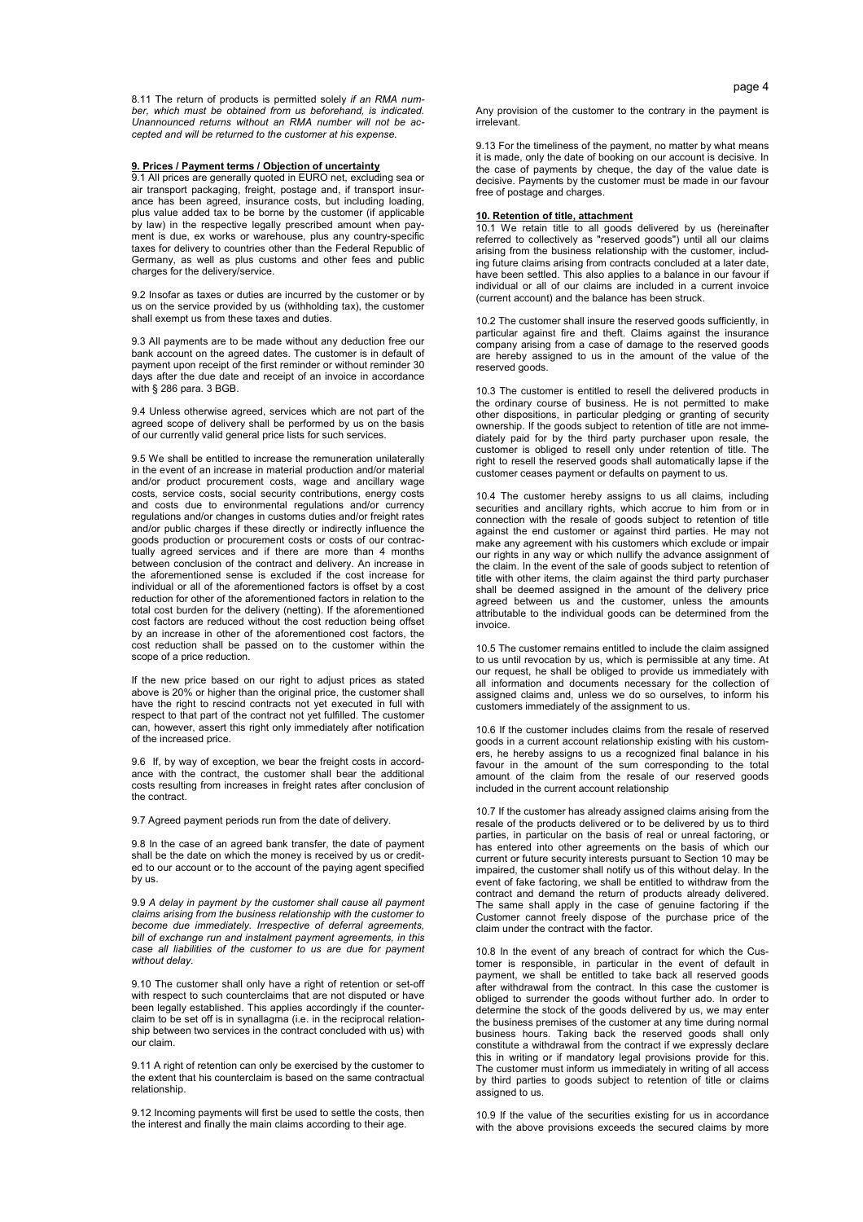8.11 The return of products is permitted solely *if an RMA number, which must be obtained from us beforehand, is indicated. Unannounced returns without an RMA number will not be accepted and will be returned to the customer at his expense.*

## 9. Prices / Payment terms / Objection of uncertainty

9.1 All prices are generally quoted in EURO net, excluding sea or air transport packaging, freight, postage and, if transport insurance has been agreed, insurance costs, but including loading, plus value added tax to be borne by the customer (if applicable by law) in the respective legally prescribed amount when payment is due, ex works or warehouse, plus any country-specific taxes for delivery to countries other than the Federal Republic of Germany, as well as plus customs and other fees and public charges for the delivery/service.

9.2 Insofar as taxes or duties are incurred by the customer or by us on the service provided by us (withholding tax), the customer shall exempt us from these taxes and duties.

9.3 All payments are to be made without any deduction free our bank account on the agreed dates. The customer is in default of payment upon receipt of the first reminder or without reminder 30 days after the due date and receipt of an invoice in accordance with § 286 para. 3 BGB.

9.4 Unless otherwise agreed, services which are not part of the agreed scope of delivery shall be performed by us on the basis of our currently valid general price lists for such services.

9.5 We shall be entitled to increase the remuneration unilaterally in the event of an increase in material production and/or material and/or product procurement costs, wage and ancillary wage costs, service costs, social security contributions, energy costs and costs due to environmental regulations and/or currency regulations and/or changes in customs duties and/or freight rates and/or public charges if these directly or indirectly influence the goods production or procurement costs or costs of our contractually agreed services and if there are more than 4 months between conclusion of the contract and delivery. An increase in the aforementioned sense is excluded if the cost increase for individual or all of the aforementioned factors is offset by a cost reduction for other of the aforementioned factors in relation to the total cost burden for the delivery (netting). If the aforementioned cost factors are reduced without the cost reduction being offset by an increase in other of the aforementioned cost factors, the cost reduction shall be passed on to the customer within the scope of a price reduction.

If the new price based on our right to adjust prices as stated above is 20% or higher than the original price, the customer shall have the right to rescind contracts not yet executed in full with respect to that part of the contract not yet fulfilled. The customer can, however, assert this right only immediately after notification of the increased price.

9.6 If, by way of exception, we bear the freight costs in accordance with the contract, the customer shall bear the additional costs resulting from increases in freight rates after conclusion of the contract.

9.7 Agreed payment periods run from the date of delivery.

9.8 In the case of an agreed bank transfer, the date of payment shall be the date on which the money is received by us or credited to our account or to the account of the paying agent specified by us.

9.9 *A delay in payment by the customer shall cause all payment claims arising from the business relationship with the customer to become due immediately. Irrespective of deferral agreements, bill of exchange run and instalment payment agreements, in this case all liabilities of the customer to us are due for payment without delay.*

9.10 The customer shall only have a right of retention or set-off with respect to such counterclaims that are not disputed or have been legally established. This applies accordingly if the counterclaim to be set off is in synallagma (i.e. in the reciprocal relationship between two services in the contract concluded with us) with our claim.

9.11 A right of retention can only be exercised by the customer to the extent that his counterclaim is based on the same contractual relationship.

9.12 Incoming payments will first be used to settle the costs, then the interest and finally the main claims according to their age.

Any provision of the customer to the contrary in the payment is irrelevant.

9.13 For the timeliness of the payment, no matter by what means it is made, only the date of booking on our account is decisive. In the case of payments by cheque, the day of the value date is decisive. Payments by the customer must be made in our favour free of postage and charges.

## 10. Retention of title, attachment

10.1 We retain title to all goods delivered by us (hereinafter referred to collectively as "reserved goods") until all our claims arising from the business relationship with the customer, including future claims arising from contracts concluded at a later date, have been settled. This also applies to a balance in our favour if individual or all of our claims are included in a current invoice (current account) and the balance has been struck.

10.2 The customer shall insure the reserved goods sufficiently, in particular against fire and theft. Claims against the insurance company arising from a case of damage to the reserved goods are hereby assigned to us in the amount of the value of the reserved goods.

10.3 The customer is entitled to resell the delivered products in the ordinary course of business. He is not permitted to make other dispositions, in particular pledging or granting of security ownership. If the goods subject to retention of title are not immediately paid for by the third party purchaser upon resale, the customer is obliged to resell only under retention of title. The right to resell the reserved goods shall automatically lapse if the customer ceases payment or defaults on payment to us.

10.4 The customer hereby assigns to us all claims, including securities and ancillary rights, which accrue to him from or in connection with the resale of goods subject to retention of title against the end customer or against third parties. He may not make any agreement with his customers which exclude or impair our rights in any way or which nullify the advance assignment of the claim. In the event of the sale of goods subject to retention of title with other items, the claim against the third party purchaser shall be deemed assigned in the amount of the delivery price agreed between us and the customer, unless the amounts attributable to the individual goods can be determined from the invoice.

10.5 The customer remains entitled to include the claim assigned to us until revocation by us, which is permissible at any time. At our request, he shall be obliged to provide us immediately with all information and documents necessary for the collection of assigned claims and, unless we do so ourselves, to inform his customers immediately of the assignment to us.

10.6 If the customer includes claims from the resale of reserved goods in a current account relationship existing with his customers, he hereby assigns to us a recognized final balance in his favour in the amount of the sum corresponding to the total amount of the claim from the resale of our reserved goods included in the current account relationship

10.7 If the customer has already assigned claims arising from the resale of the products delivered or to be delivered by us to third parties, in particular on the basis of real or unreal factoring, or has entered into other agreements on the basis of which our current or future security interests pursuant to Section 10 may be impaired, the customer shall notify us of this without delay. In the event of fake factoring, we shall be entitled to withdraw from the contract and demand the return of products already delivered. The same shall apply in the case of genuine factoring if the Customer cannot freely dispose of the purchase price of the claim under the contract with the factor.

10.8 In the event of any breach of contract for which the Customer is responsible, in particular in the event of default in payment, we shall be entitled to take back all reserved goods after withdrawal from the contract. In this case the customer is obliged to surrender the goods without further ado. In order to determine the stock of the goods delivered by us, we may enter the business premises of the customer at any time during normal business hours. Taking back the reserved goods shall only constitute a withdrawal from the contract if we expressly declare this in writing or if mandatory legal provisions provide for this. The customer must inform us immediately in writing of all access by third parties to goods subject to retention of title or claims assigned to us.

10.9 If the value of the securities existing for us in accordance with the above provisions exceeds the secured claims by more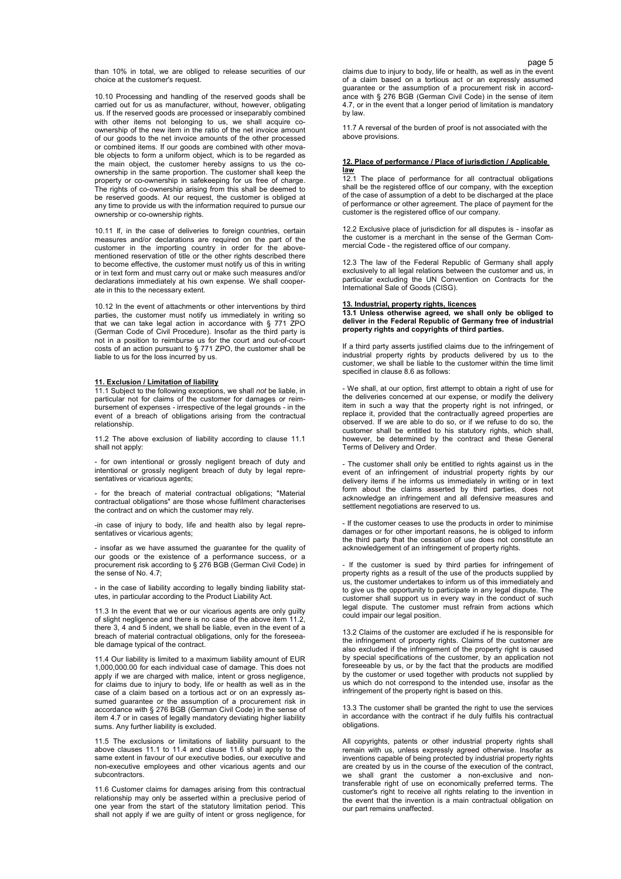than 10% in total, we are obliged to release securities of our choice at the customer's request.

10.10 Processing and handling of the reserved goods shall be carried out for us as manufacturer, without, however, obligating us. If the reserved goods are processed or inseparably combined with other items not belonging to us, we shall acquire co-ownership of the new item in the ratio of the net invoice amount of our goods to the net invoice amounts of the other processed or combined items. If our goods are combined with other movable objects to form a uniform object, which is to be regarded as the main object, the customer hereby assigns to us the co-ownership in the same proportion. The customer shall keep the property or co-ownership in safekeeping for us free of charge. The rights of co-ownership arising from this shall be deemed to be reserved goods. At our request, the customer is obliged at any time to provide us with the information required to pursue our ownership or co-ownership rights.

10.11 If, in the case of deliveries to foreign countries, certain measures and/or declarations are required on the part of the customer in the importing country in order for the above-mentioned reservation of title or the other rights described there to become effective, the customer must notify us of this in writing or in text form and must carry out or make such measures and/or declarations immediately at his own expense. We shall cooperate in this to the necessary extent.

10.12 In the event of attachments or other interventions by third parties, the customer must notify us immediately in writing so that we can take legal action in accordance with § 771 ZPO (German Code of Civil Procedure). Insofar as the third party is not in a position to reimburse us for the court and out-of-court costs of an action pursuant to § 771 ZPO, the customer shall be liable to us for the loss incurred by us.

## 11. Exclusion / Limitation of liability

11.1 Subject to the following exceptions, we shall *not* be liable, in particular not for claims of the customer for damages or reimbursement of expenses - irrespective of the legal grounds - in the event of a breach of obligations arising from the contractual relationship.

11.2 The above exclusion of liability according to clause 11.1 shall not apply:

- for own intentional or grossly negligent breach of duty and intentional or grossly negligent breach of duty by legal representatives or vicarious agents;

- for the breach of material contractual obligations; "Material contractual obligations" are those whose fulfilment characterises the contract and on which the customer may rely.

- in case of injury to body, life and health also by legal representatives or vicarious agents;

- insofar as we have assumed the guarantee for the quality of our goods or the existence of a performance success, or a procurement risk according to § 276 BGB (German Civil Code) in the sense of No. 4.7;

- in the case of liability according to legally binding liability statutes, in particular according to the Product Liability Act.

11.3 In the event that we or our vicarious agents are only guilty of slight negligence and there is no case of the above item 11.2, there 3, 4 and 5 indent, we shall be liable, even in the event of a breach of material contractual obligations, only for the foreseeable damage typical of the contract.

11.4 Our liability is limited to a maximum liability amount of EUR 1,000,000.00 for each individual case of damage. This does not apply if we are charged with malice, intent or gross negligence, for claims due to injury to body, life or health as well as in the case of a claim based on a tortious act or on an expressly assumed guarantee or the assumption of a procurement risk in accordance with § 276 BGB (German Civil Code) in the sense of item 4.7 or in cases of legally mandatory deviating higher liability sums. Any further liability is excluded.

11.5 The exclusions or limitations of liability pursuant to the above clauses 11.1 to 11.4 and clause 11.6 shall apply to the same extent in favour of our executive bodies, our executive and non-executive employees and other vicarious agents and our subcontractors.

11.6 Customer claims for damages arising from this contractual relationship may only be asserted within a preclusive period of one year from the start of the statutory limitation period. This shall not apply if we are guilty of intent or gross negligence, for claims due to injury to body, life or health, as well as in the event of a claim based on a tortious act or an expressly assumed guarantee or the assumption of a procurement risk in accordance with § 276 BGB (German Civil Code) in the sense of item 4.7, or in the event that a longer period of limitation is mandatory by law.

11.7 A reversal of the burden of proof is not associated with the above provisions.

## 12. Place of performance / Place of jurisdiction / Applicable law

12.1 The place of performance for all contractual obligations shall be the registered office of our company, with the exception of the case of assumption of a debt to be discharged at the place of performance or other agreement. The place of payment for the customer is the registered office of our company.

12.2 Exclusive place of jurisdiction for all disputes is - insofar as the customer is a merchant in the sense of the German Commercial Code - the registered office of our company.

12.3 The law of the Federal Republic of Germany shall apply exclusively to all legal relations between the customer and us, in particular excluding the UN Convention on Contracts for the International Sale of Goods (CISG).

## 13. Industrial, property rights, licences

**13.1 Unless otherwise agreed, we shall only be obliged to deliver in the Federal Republic of Germany free of industrial property rights and copyrights of third parties.**

If a third party asserts justified claims due to the infringement of industrial property rights by products delivered by us to the customer, we shall be liable to the customer within the time limit specified in clause 8.6 as follows:

- We shall, at our option, first attempt to obtain a right of use for the deliveries concerned at our expense, or modify the delivery item in such a way that the property right is not infringed, or replace it, provided that the contractually agreed properties are observed. If we are able to do so, or if we refuse to do so, the customer shall be entitled to his statutory rights, which shall, however, be determined by the contract and these General Terms of Delivery and Order.

- The customer shall only be entitled to rights against us in the event of an infringement of industrial property rights by our delivery items if he informs us immediately in writing or in text form about the claims asserted by third parties, does not acknowledge an infringement and all defensive measures and settlement negotiations are reserved to us.

- If the customer ceases to use the products in order to minimise damages or for other important reasons, he is obliged to inform the third party that the cessation of use does not constitute an acknowledgement of an infringement of property rights.

- If the customer is sued by third parties for infringement of property rights as a result of the use of the products supplied by us, the customer undertakes to inform us of this immediately and to give us the opportunity to participate in any legal dispute. The customer shall support us in every way in the conduct of such legal dispute. The customer must refrain from actions which could impair our legal position.

13.2 Claims of the customer are excluded if he is responsible for the infringement of property rights. Claims of the customer are also excluded if the infringement of the property right is caused by special specifications of the customer, by an application not foreseeable by us, or by the fact that the products are modified by the customer or used together with products not supplied by us which do not correspond to the intended use, insofar as the infringement of the property right is based on this.

13.3 The customer shall be granted the right to use the services in accordance with the contract if he duly fulfils his contractual obligations.

All copyrights, patents or other industrial property rights shall remain with us, unless expressly agreed otherwise. Insofar as inventions capable of being protected by industrial property rights are created by us in the course of the execution of the contract, we shall grant the customer a non-exclusive and non-transferable right of use on economically preferred terms. The customer's right to receive all rights relating to the invention in the event that the invention is a main contractual obligation on our part remains unaffected.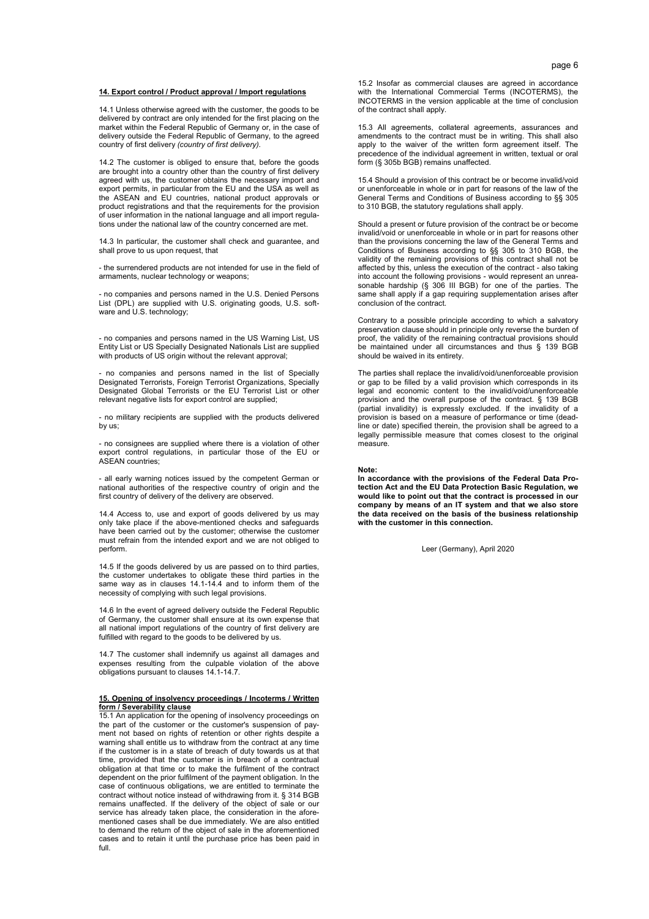## 14. Export control / Product approval / Import regulations

14.1 Unless otherwise agreed with the customer, the goods to be delivered by contract are only intended for the first placing on the market within the Federal Republic of Germany or, in the case of delivery outside the Federal Republic of Germany, to the agreed country of first delivery *(country of first delivery).*

14.2 The customer is obliged to ensure that, before the goods are brought into a country other than the country of first delivery agreed with us, the customer obtains the necessary import and export permits, in particular from the EU and the USA as well as the ASEAN and EU countries, national product approvals or product registrations and that the requirements for the provision of user information in the national language and all import regulations under the national law of the country concerned are met.

14.3 In particular, the customer shall check and guarantee, and shall prove to us upon request, that

- the surrendered products are not intended for use in the field of armaments, nuclear technology or weapons;

- no companies and persons named in the U.S. Denied Persons List (DPL) are supplied with U.S. originating goods, U.S. software and U.S. technology;

- no companies and persons named in the US Warning List, US Entity List or US Specially Designated Nationals List are supplied with products of US origin without the relevant approval;

- no companies and persons named in the list of Specially Designated Terrorists, Foreign Terrorist Organizations, Specially Designated Global Terrorists or the EU Terrorist List or other relevant negative lists for export control are supplied;

- no military recipients are supplied with the products delivered by us;

- no consignees are supplied where there is a violation of other export control regulations, in particular those of the EU or ASEAN countries;

- all early warning notices issued by the competent German or national authorities of the respective country of origin and the first country of delivery of the delivery are observed.

14.4 Access to, use and export of goods delivered by us may only take place if the above-mentioned checks and safeguards have been carried out by the customer; otherwise the customer must refrain from the intended export and we are not obliged to perform.

14.5 If the goods delivered by us are passed on to third parties, the customer undertakes to obligate these third parties in the same way as in clauses 14.1-14.4 and to inform them of the necessity of complying with such legal provisions.

14.6 In the event of agreed delivery outside the Federal Republic of Germany, the customer shall ensure at its own expense that all national import regulations of the country of first delivery are fulfilled with regard to the goods to be delivered by us.

14.7 The customer shall indemnify us against all damages and expenses resulting from the culpable violation of the above obligations pursuant to clauses 14.1-14.7.

## 15. Opening of insolvency proceedings / Incoterms / Written form / Severability clause

15.1 An application for the opening of insolvency proceedings on the part of the customer or the customer's suspension of payment not based on rights of retention or other rights despite a warning shall entitle us to withdraw from the contract at any time if the customer is in a state of breach of duty towards us at that time, provided that the customer is in breach of a contractual obligation at that time or to make the fulfilment of the contract dependent on the prior fulfilment of the payment obligation. In the case of continuous obligations, we are entitled to terminate the contract without notice instead of withdrawing from it. § 314 BGB remains unaffected. If the delivery of the object of sale or our service has already taken place, the consideration in the aforementioned cases shall be due immediately. We are also entitled to demand the return of the object of sale in the aforementioned cases and to retain it until the purchase price has been paid in full.

15.2 Insofar as commercial clauses are agreed in accordance with the International Commercial Terms (INCOTERMS), the INCOTERMS in the version applicable at the time of conclusion of the contract shall apply.

15.3 All agreements, collateral agreements, assurances and amendments to the contract must be in writing. This shall also apply to the waiver of the written form agreement itself. The precedence of the individual agreement in written, textual or oral form (§ 305b BGB) remains unaffected.

15.4 Should a provision of this contract be or become invalid/void or unenforceable in whole or in part for reasons of the law of the General Terms and Conditions of Business according to §§ 305 to 310 BGB, the statutory regulations shall apply.

Should a present or future provision of the contract be or become invalid/void or unenforceable in whole or in part for reasons other than the provisions concerning the law of the General Terms and Conditions of Business according to §§ 305 to 310 BGB, the validity of the remaining provisions of this contract shall not be affected by this, unless the execution of the contract - also taking into account the following provisions - would represent an unreasonable hardship (§ 306 III BGB) for one of the parties. The same shall apply if a gap requiring supplementation arises after conclusion of the contract.

Contrary to a possible principle according to which a salvatory preservation clause should in principle only reverse the burden of proof, the validity of the remaining contractual provisions should be maintained under all circumstances and thus § 139 BGB should be waived in its entirety.

The parties shall replace the invalid/void/unenforceable provision or gap to be filled by a valid provision which corresponds in its legal and economic content to the invalid/void/unenforceable provision and the overall purpose of the contract. § 139 BGB (partial invalidity) is expressly excluded. If the invalidity of a provision is based on a measure of performance or time (deadline or date) specified therein, the provision shall be agreed to a legally permissible measure that comes closest to the original measure.

**Note:**
**In accordance with the provisions of the Federal Data Protection Act and the EU Data Protection Basic Regulation, we would like to point out that the contract is processed in our company by means of an IT system and that we also store the data received on the basis of the business relationship with the customer in this connection.**

Leer (Germany), April 2020